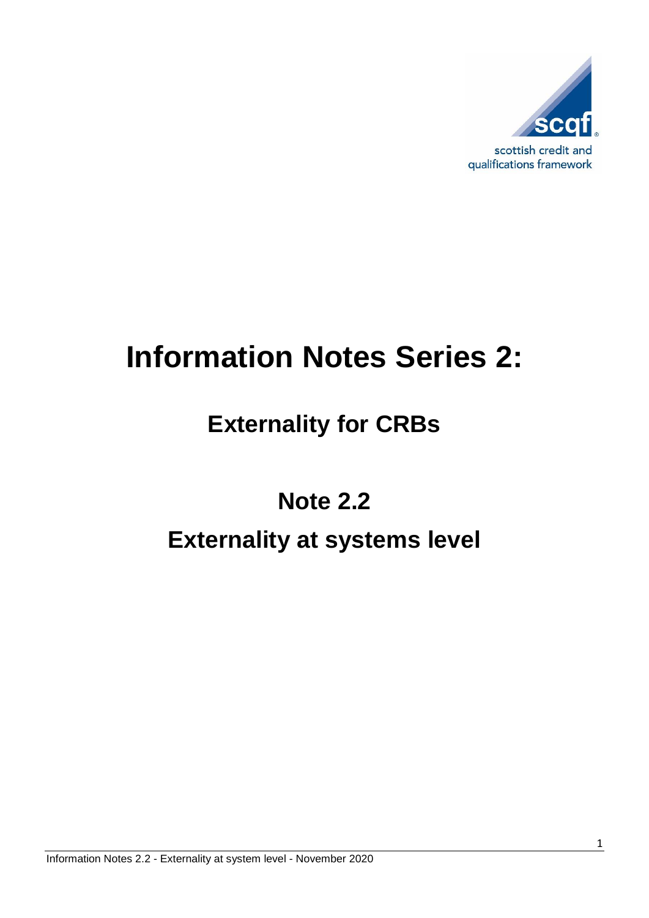scottish credit and qualifications framework

# Information Notes Series 2:

## Externality for CRBs

## Note 2.2

## Externality at systems level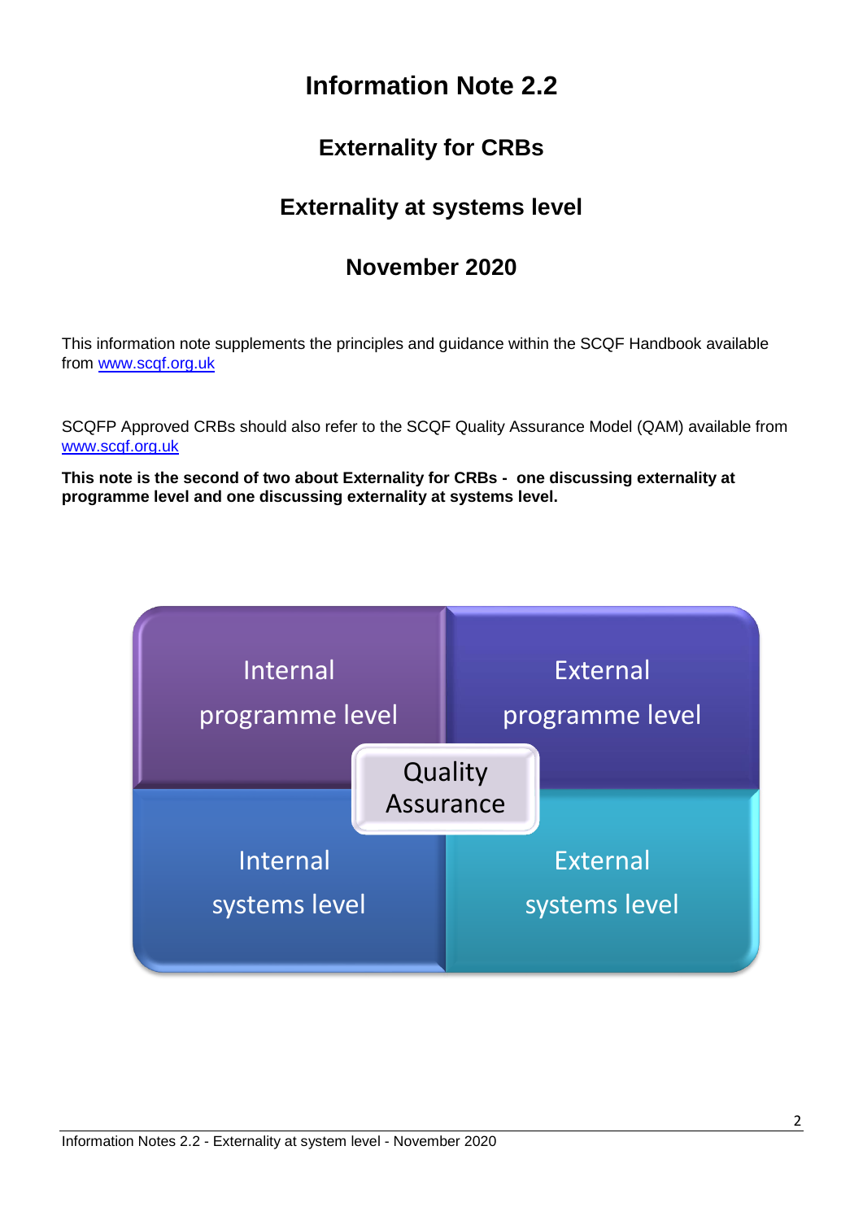# Information Note 2.2

## Externality for CRBs

## Externality at systems level

## November 2020

This information note supplements the principles and guidance within the SCQF Handbook available from [www.scqf.org.uk](http://www.scqf.org.uk)

SCQFP Approved CRBs should also refer to the SCQF Quality Assurance Model (QAM) available from [www.scqf.org.uk](http://www.scqf.org.uk)

**This note is the second of two about Externality for CRBs - one discussing externality at programme level and one discussing externality at systems level.**

| Internal programme level | External programme level |
|---|---|
| Internal systems level | External systems level |

Quality Assurance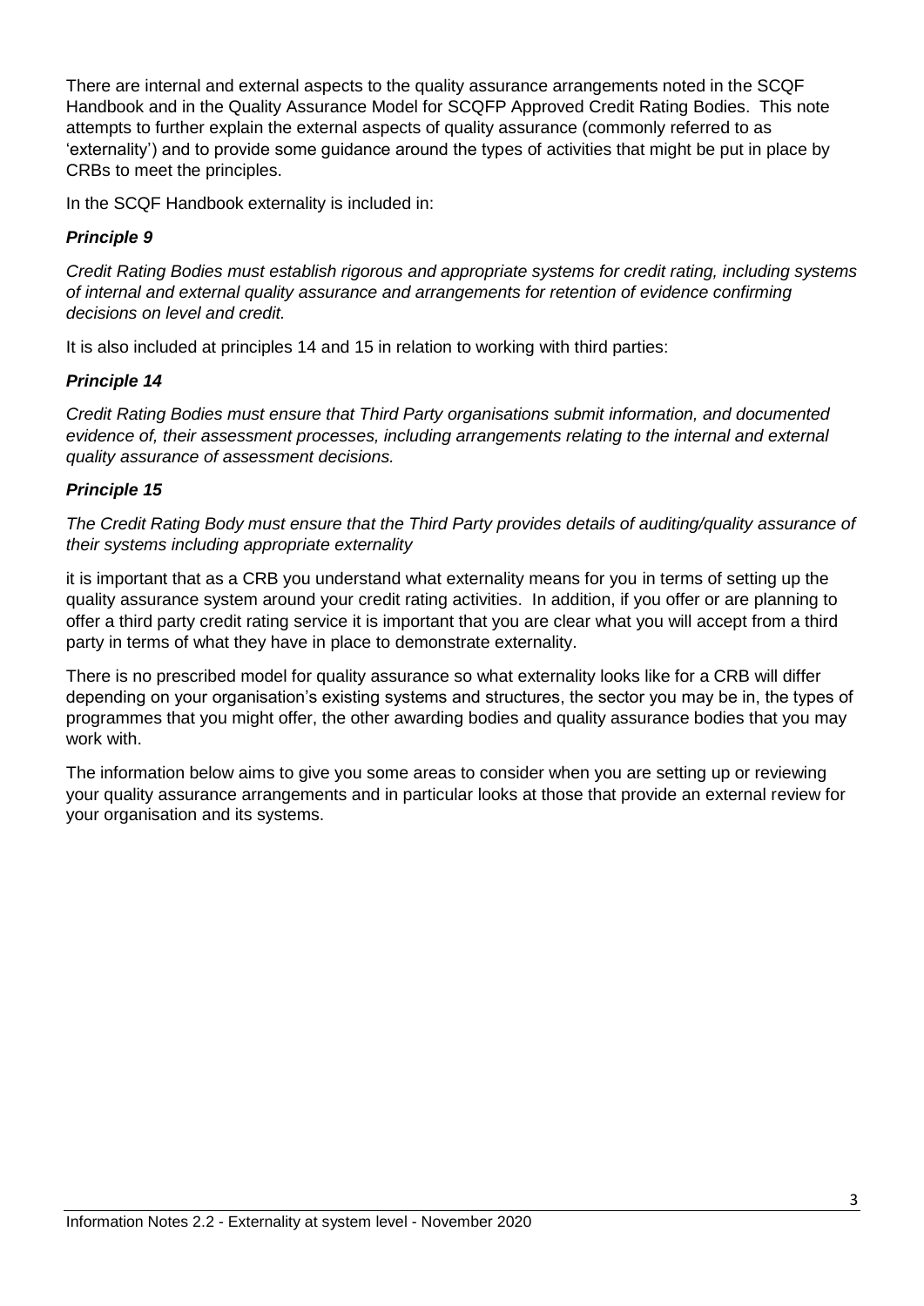There are internal and external aspects to the quality assurance arrangements noted in the SCQF Handbook and in the Quality Assurance Model for SCQFP Approved Credit Rating Bodies. This note attempts to further explain the external aspects of quality assurance (commonly referred to as 'externality') and to provide some guidance around the types of activities that might be put in place by CRBs to meet the principles.

In the SCQF Handbook externality is included in:

***Principle 9***

*Credit Rating Bodies must establish rigorous and appropriate systems for credit rating, including systems of internal and external quality assurance and arrangements for retention of evidence confirming decisions on level and credit.*

It is also included at principles 14 and 15 in relation to working with third parties:

***Principle 14***

*Credit Rating Bodies must ensure that Third Party organisations submit information, and documented evidence of, their assessment processes, including arrangements relating to the internal and external quality assurance of assessment decisions.*

***Principle 15***

*The Credit Rating Body must ensure that the Third Party provides details of auditing/quality assurance of their systems including appropriate externality*

it is important that as a CRB you understand what externality means for you in terms of setting up the quality assurance system around your credit rating activities. In addition, if you offer or are planning to offer a third party credit rating service it is important that you are clear what you will accept from a third party in terms of what they have in place to demonstrate externality.

There is no prescribed model for quality assurance so what externality looks like for a CRB will differ depending on your organisation's existing systems and structures, the sector you may be in, the types of programmes that you might offer, the other awarding bodies and quality assurance bodies that you may work with.

The information below aims to give you some areas to consider when you are setting up or reviewing your quality assurance arrangements and in particular looks at those that provide an external review for your organisation and its systems.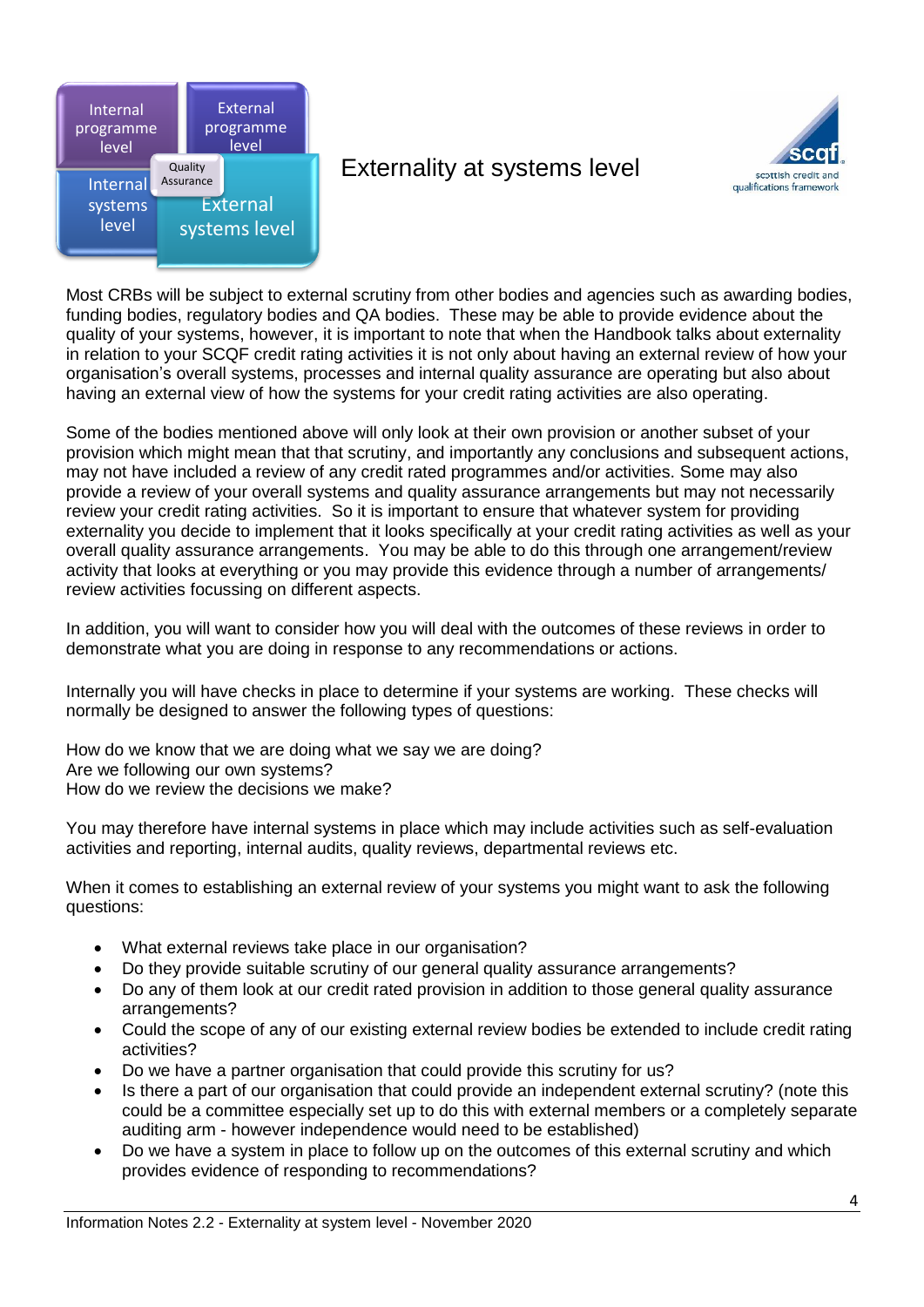# Externality at systems level

Most CRBs will be subject to external scrutiny from other bodies and agencies such as awarding bodies, funding bodies, regulatory bodies and QA bodies. These may be able to provide evidence about the quality of your systems, however, it is important to note that when the Handbook talks about externality in relation to your SCQF credit rating activities it is not only about having an external review of how your organisation's overall systems, processes and internal quality assurance are operating but also about having an external view of how the systems for your credit rating activities are also operating.

Some of the bodies mentioned above will only look at their own provision or another subset of your provision which might mean that that scrutiny, and importantly any conclusions and subsequent actions, may not have included a review of any credit rated programmes and/or activities. Some may also provide a review of your overall systems and quality assurance arrangements but may not necessarily review your credit rating activities. So it is important to ensure that whatever system for providing externality you decide to implement that it looks specifically at your credit rating activities as well as your overall quality assurance arrangements. You may be able to do this through one arrangement/review activity that looks at everything or you may provide this evidence through a number of arrangements/ review activities focussing on different aspects.

In addition, you will want to consider how you will deal with the outcomes of these reviews in order to demonstrate what you are doing in response to any recommendations or actions.

Internally you will have checks in place to determine if your systems are working. These checks will normally be designed to answer the following types of questions:

How do we know that we are doing what we say we are doing?
Are we following our own systems?
How do we review the decisions we make?

You may therefore have internal systems in place which may include activities such as self-evaluation activities and reporting, internal audits, quality reviews, departmental reviews etc.

When it comes to establishing an external review of your systems you might want to ask the following questions:

- What external reviews take place in our organisation?
- Do they provide suitable scrutiny of our general quality assurance arrangements?
- Do any of them look at our credit rated provision in addition to those general quality assurance arrangements?
- Could the scope of any of our existing external review bodies be extended to include credit rating activities?
- Do we have a partner organisation that could provide this scrutiny for us?
- Is there a part of our organisation that could provide an independent external scrutiny? (note this could be a committee especially set up to do this with external members or a completely separate auditing arm - however independence would need to be established)
- Do we have a system in place to follow up on the outcomes of this external scrutiny and which provides evidence of responding to recommendations?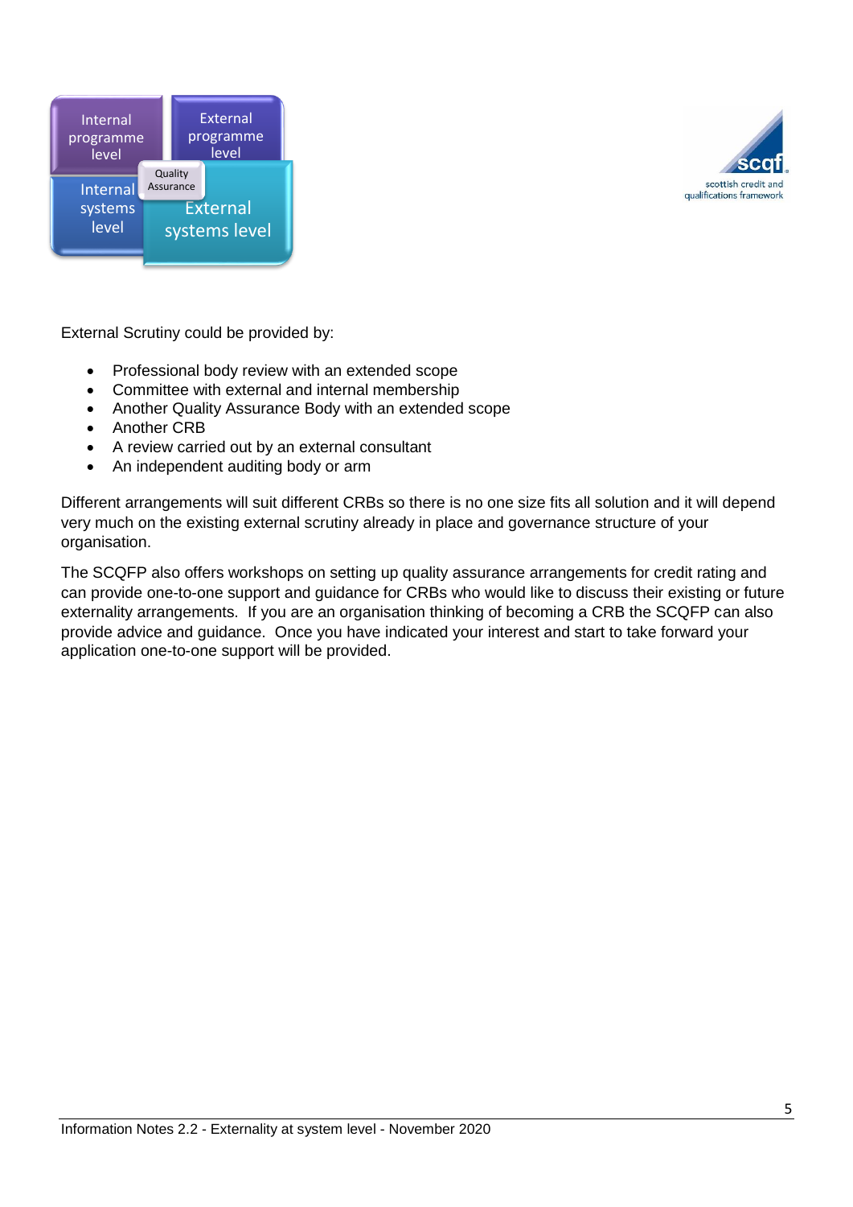Internal programme level

External programme level

Quality Assurance

Internal systems level

External systems level

External Scrutiny could be provided by:

- Professional body review with an extended scope
- Committee with external and internal membership
- Another Quality Assurance Body with an extended scope
- Another CRB
- A review carried out by an external consultant
- An independent auditing body or arm

Different arrangements will suit different CRBs so there is no one size fits all solution and it will depend very much on the existing external scrutiny already in place and governance structure of your organisation.

The SCQFP also offers workshops on setting up quality assurance arrangements for credit rating and can provide one-to-one support and guidance for CRBs who would like to discuss their existing or future externality arrangements. If you are an organisation thinking of becoming a CRB the SCQFP can also provide advice and guidance. Once you have indicated your interest and start to take forward your application one-to-one support will be provided.